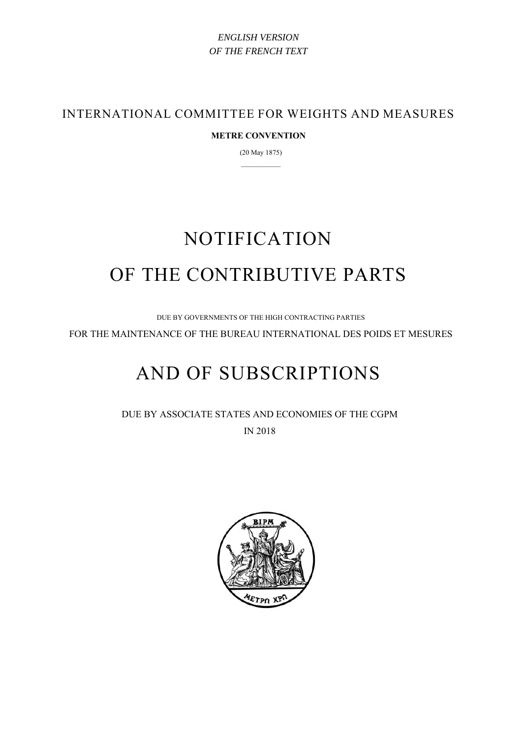*ENGLISH VERSION*
*OF THE FRENCH TEXT*

INTERNATIONAL COMMITTEE FOR WEIGHTS AND MEASURES

**METRE CONVENTION**

(20 May 1875)

# NOTIFICATION
# OF THE CONTRIBUTIVE PARTS

DUE BY GOVERNMENTS OF THE HIGH CONTRACTING PARTIES

FOR THE MAINTENANCE OF THE BUREAU INTERNATIONAL DES POIDS ET MESURES

# AND OF SUBSCRIPTIONS

DUE BY ASSOCIATE STATES AND ECONOMIES OF THE CGPM

IN 2018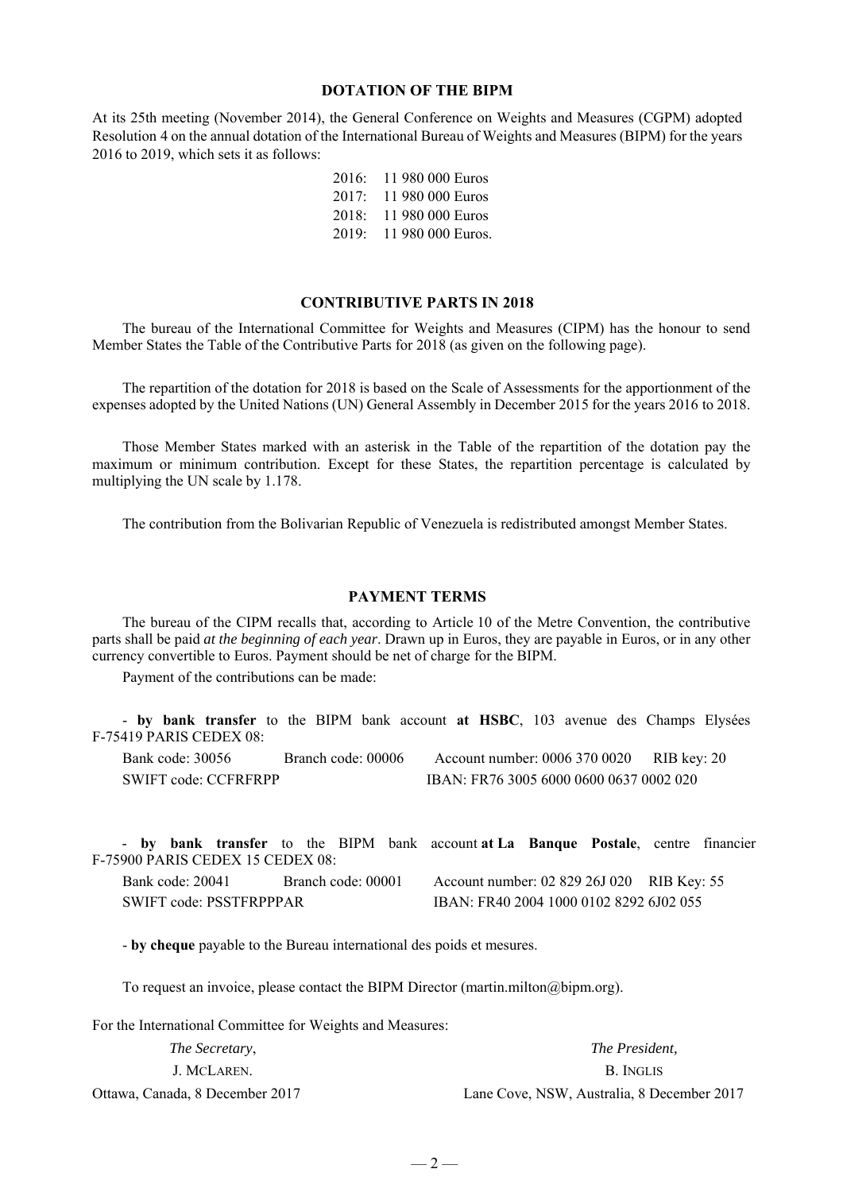## DOTATION OF THE BIPM

At its 25th meeting (November 2014), the General Conference on Weights and Measures (CGPM) adopted Resolution 4 on the annual dotation of the International Bureau of Weights and Measures (BIPM) for the years 2016 to 2019, which sets it as follows:

2016: 11 980 000 Euros
2017: 11 980 000 Euros
2018: 11 980 000 Euros
2019: 11 980 000 Euros.

## CONTRIBUTIVE PARTS IN 2018

The bureau of the International Committee for Weights and Measures (CIPM) has the honour to send Member States the Table of the Contributive Parts for 2018 (as given on the following page).

The repartition of the dotation for 2018 is based on the Scale of Assessments for the apportionment of the expenses adopted by the United Nations (UN) General Assembly in December 2015 for the years 2016 to 2018.

Those Member States marked with an asterisk in the Table of the repartition of the dotation pay the maximum or minimum contribution. Except for these States, the repartition percentage is calculated by multiplying the UN scale by 1.178.

The contribution from the Bolivarian Republic of Venezuela is redistributed amongst Member States.

## PAYMENT TERMS

The bureau of the CIPM recalls that, according to Article 10 of the Metre Convention, the contributive parts shall be paid *at the beginning of each year*. Drawn up in Euros, they are payable in Euros, or in any other currency convertible to Euros. Payment should be net of charge for the BIPM.

Payment of the contributions can be made:

- **by bank transfer** to the BIPM bank account **at HSBC**, 103 avenue des Champs Elysées F-75419 PARIS CEDEX 08:

  Bank code: 30056 &nbsp;&nbsp; Branch code: 00006 &nbsp;&nbsp; Account number: 0006 370 0020 &nbsp;&nbsp; RIB key: 20
  SWIFT code: CCFRFRPP &nbsp;&nbsp; IBAN: FR76 3005 6000 0600 0637 0002 020

- **by bank transfer** to the BIPM bank account **at La Banque Postale**, centre financier F-75900 PARIS CEDEX 15 CEDEX 08:

  Bank code: 20041 &nbsp;&nbsp; Branch code: 00001 &nbsp;&nbsp; Account number: 02 829 26J 020 &nbsp;&nbsp; RIB Key: 55
  SWIFT code: PSSTFRPPPAR &nbsp;&nbsp; IBAN: FR40 2004 1000 0102 8292 6J02 055

- **by cheque** payable to the Bureau international des poids et mesures.

To request an invoice, please contact the BIPM Director (martin.milton@bipm.org).

For the International Committee for Weights and Measures:

*The Secretary*,
J. McLaren.
Ottawa, Canada, 8 December 2017

*The President,*
B. Inglis
Lane Cove, NSW, Australia, 8 December 2017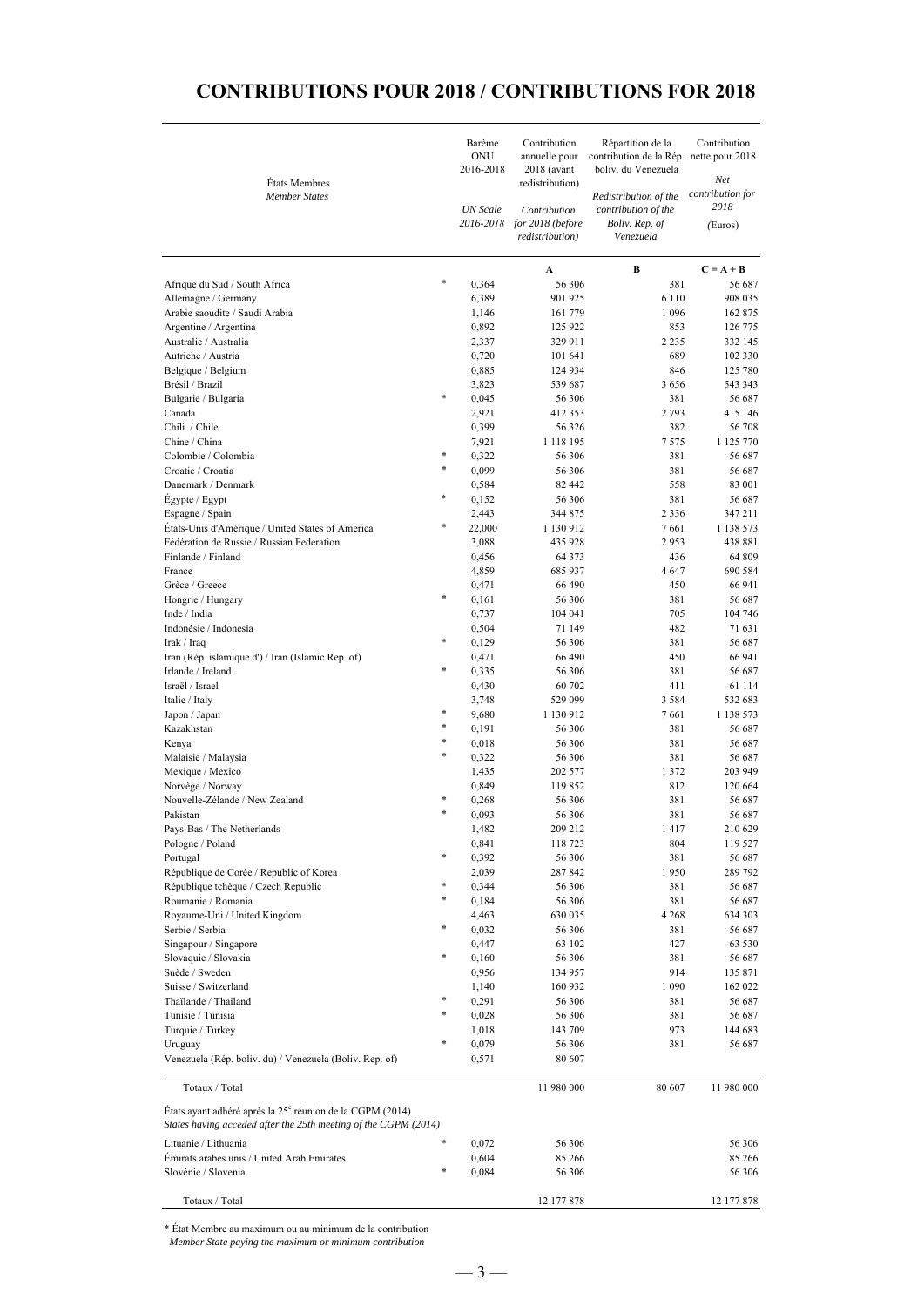# CONTRIBUTIONS POUR 2018 / CONTRIBUTIONS FOR 2018

| États Membres<br>*Member States* | | Barème ONU 2016-2018<br>*UN Scale 2016-2018* | Contribution annuelle pour 2018 (avant redistribution)<br>*Contribution for 2018 (before redistribution)* | Répartition de la contribution de la Rép. boliv. du Venezuela<br>*Redistribution of the contribution of the Boliv. Rep. of Venezuela* | Contribution nette pour 2018<br>*Net contribution for 2018*<br>(Euros) |
|---|---|---|---|---|---|
| | | | **A** | **B** | **C = A + B** |
| Afrique du Sud / South Africa | * | 0,364 | 56 306 | 381 | 56 687 |
| Allemagne / Germany | | 6,389 | 901 925 | 6 110 | 908 035 |
| Arabie saoudite / Saudi Arabia | | 1,146 | 161 779 | 1 096 | 162 875 |
| Argentine / Argentina | | 0,892 | 125 922 | 853 | 126 775 |
| Australie / Australia | | 2,337 | 329 911 | 2 235 | 332 145 |
| Autriche / Austria | | 0,720 | 101 641 | 689 | 102 330 |
| Belgique / Belgium | | 0,885 | 124 934 | 846 | 125 780 |
| Brésil / Brazil | | 3,823 | 539 687 | 3 656 | 543 343 |
| Bulgarie / Bulgaria | * | 0,045 | 56 306 | 381 | 56 687 |
| Canada | | 2,921 | 412 353 | 2 793 | 415 146 |
| Chili / Chile | | 0,399 | 56 326 | 382 | 56 708 |
| Chine / China | | 7,921 | 1 118 195 | 7 575 | 1 125 770 |
| Colombie / Colombia | * | 0,322 | 56 306 | 381 | 56 687 |
| Croatie / Croatia | * | 0,099 | 56 306 | 381 | 56 687 |
| Danemark / Denmark | | 0,584 | 82 442 | 558 | 83 001 |
| Égypte / Egypt | * | 0,152 | 56 306 | 381 | 56 687 |
| Espagne / Spain | | 2,443 | 344 875 | 2 336 | 347 211 |
| États-Unis d'Amérique / United States of America | * | 22,000 | 1 130 912 | 7 661 | 1 138 573 |
| Fédération de Russie / Russian Federation | | 3,088 | 435 928 | 2 953 | 438 881 |
| Finlande / Finland | | 0,456 | 64 373 | 436 | 64 809 |
| France | | 4,859 | 685 937 | 4 647 | 690 584 |
| Grèce / Greece | | 0,471 | 66 490 | 450 | 66 941 |
| Hongrie / Hungary | * | 0,161 | 56 306 | 381 | 56 687 |
| Inde / India | | 0,737 | 104 041 | 705 | 104 746 |
| Indonésie / Indonesia | | 0,504 | 71 149 | 482 | 71 631 |
| Irak / Iraq | * | 0,129 | 56 306 | 381 | 56 687 |
| Iran (Rép. islamique d') / Iran (Islamic Rep. of) | | 0,471 | 66 490 | 450 | 66 941 |
| Irlande / Ireland | * | 0,335 | 56 306 | 381 | 56 687 |
| Israël / Israel | | 0,430 | 60 702 | 411 | 61 114 |
| Italie / Italy | | 3,748 | 529 099 | 3 584 | 532 683 |
| Japon / Japan | * | 9,680 | 1 130 912 | 7 661 | 1 138 573 |
| Kazakhstan | * | 0,191 | 56 306 | 381 | 56 687 |
| Kenya | * | 0,018 | 56 306 | 381 | 56 687 |
| Malaisie / Malaysia | * | 0,322 | 56 306 | 381 | 56 687 |
| Mexique / Mexico | | 1,435 | 202 577 | 1 372 | 203 949 |
| Norvège / Norway | | 0,849 | 119 852 | 812 | 120 664 |
| Nouvelle-Zélande / New Zealand | * | 0,268 | 56 306 | 381 | 56 687 |
| Pakistan | * | 0,093 | 56 306 | 381 | 56 687 |
| Pays-Bas / The Netherlands | | 1,482 | 209 212 | 1 417 | 210 629 |
| Pologne / Poland | | 0,841 | 118 723 | 804 | 119 527 |
| Portugal | * | 0,392 | 56 306 | 381 | 56 687 |
| République de Corée / Republic of Korea | | 2,039 | 287 842 | 1 950 | 289 792 |
| République tchèque / Czech Republic | * | 0,344 | 56 306 | 381 | 56 687 |
| Roumanie / Romania | * | 0,184 | 56 306 | 381 | 56 687 |
| Royaume-Uni / United Kingdom | | 4,463 | 630 035 | 4 268 | 634 303 |
| Serbie / Serbia | * | 0,032 | 56 306 | 381 | 56 687 |
| Singapour / Singapore | | 0,447 | 63 102 | 427 | 63 530 |
| Slovaquie / Slovakia | * | 0,160 | 56 306 | 381 | 56 687 |
| Suède / Sweden | | 0,956 | 134 957 | 914 | 135 871 |
| Suisse / Switzerland | | 1,140 | 160 932 | 1 090 | 162 022 |
| Thaïlande / Thailand | * | 0,291 | 56 306 | 381 | 56 687 |
| Tunisie / Tunisia | * | 0,028 | 56 306 | 381 | 56 687 |
| Turquie / Turkey | | 1,018 | 143 709 | 973 | 144 683 |
| Uruguay | * | 0,079 | 56 306 | 381 | 56 687 |
| Venezuela (Rép. boliv. du) / Venezuela (Boliv. Rep. of) | | 0,571 | 80 607 | | |
| Totaux / Total | | | 11 980 000 | 80 607 | 11 980 000 |
| États ayant adhéré après la 25[e] réunion de la CGPM (2014)<br>*States having acceded after the 25th meeting of the CGPM (2014)* | | | | | |
| Lituanie / Lithuania | * | 0,072 | 56 306 | | 56 306 |
| Émirats arabes unis / United Arab Emirates | | 0,604 | 85 266 | | 85 266 |
| Slovénie / Slovenia | * | 0,084 | 56 306 | | 56 306 |
| Totaux / Total | | | 12 177 878 | | 12 177 878 |

* État Membre au maximum ou au minimum de la contribution
*Member State paying the maximum or minimum contribution*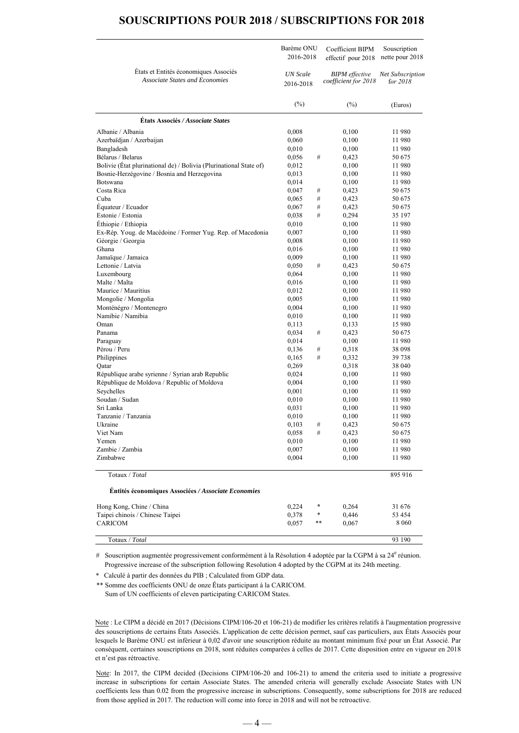# SOUSCRIPTIONS POUR 2018 / SUBSCRIPTIONS FOR 2018

| États et Entités économiques Associés<br>*Associate States and Economies* | Barème ONU 2016-2018<br>*UN Scale 2016-2018*<br>(%) | | Coefficient BIPM effectif pour 2018<br>*BIPM effective coefficient for 2018*<br>(%) | Souscription nette pour 2018<br>*Net Subscription for 2018*<br>(Euros) |
|---|---|---|---|---|
| **États Associés** ***/ Associate States*** | | | | |
| Albanie / Albania | 0,008 | | 0,100 | 11 980 |
| Azerbaïdjan / Azerbaijan | 0,060 | | 0,100 | 11 980 |
| Bangladesh | 0,010 | | 0,100 | 11 980 |
| Bélarus / Belarus | 0,056 | # | 0,423 | 50 675 |
| Bolivie (État plurinational de) / Bolivia (Plurinational State of) | 0,012 | | 0,100 | 11 980 |
| Bosnie-Herzégovine / Bosnia and Herzegovina | 0,013 | | 0,100 | 11 980 |
| Botswana | 0,014 | | 0,100 | 11 980 |
| Costa Rica | 0,047 | # | 0,423 | 50 675 |
| Cuba | 0,065 | # | 0,423 | 50 675 |
| Équateur / Ecuador | 0,067 | # | 0,423 | 50 675 |
| Estonie / Estonia | 0,038 | # | 0,294 | 35 197 |
| Éthiopie / Ethiopia | 0,010 | | 0,100 | 11 980 |
| Ex-Rép. Youg. de Macédoine / Former Yug. Rep. of Macedonia | 0,007 | | 0,100 | 11 980 |
| Géorgie / Georgia | 0,008 | | 0,100 | 11 980 |
| Ghana | 0,016 | | 0,100 | 11 980 |
| Jamaïque / Jamaica | 0,009 | | 0,100 | 11 980 |
| Lettonie / Latvia | 0,050 | # | 0,423 | 50 675 |
| Luxembourg | 0,064 | | 0,100 | 11 980 |
| Malte / Malta | 0,016 | | 0,100 | 11 980 |
| Maurice / Mauritius | 0,012 | | 0,100 | 11 980 |
| Mongolie / Mongolia | 0,005 | | 0,100 | 11 980 |
| Monténégro / Montenegro | 0,004 | | 0,100 | 11 980 |
| Namibie / Namibia | 0,010 | | 0,100 | 11 980 |
| Oman | 0,113 | | 0,133 | 15 980 |
| Panama | 0,034 | # | 0,423 | 50 675 |
| Paraguay | 0,014 | | 0,100 | 11 980 |
| Pérou / Peru | 0,136 | # | 0,318 | 38 098 |
| Philippines | 0,165 | # | 0,332 | 39 738 |
| Qatar | 0,269 | | 0,318 | 38 040 |
| République arabe syrienne / Syrian arab Republic | 0,024 | | 0,100 | 11 980 |
| République de Moldova / Republic of Moldova | 0,004 | | 0,100 | 11 980 |
| Seychelles | 0,001 | | 0,100 | 11 980 |
| Soudan / Sudan | 0,010 | | 0,100 | 11 980 |
| Sri Lanka | 0,031 | | 0,100 | 11 980 |
| Tanzanie / Tanzania | 0,010 | | 0,100 | 11 980 |
| Ukraine | 0,103 | # | 0,423 | 50 675 |
| Viet Nam | 0,058 | # | 0,423 | 50 675 |
| Yemen | 0,010 | | 0,100 | 11 980 |
| Zambie / Zambia | 0,007 | | 0,100 | 11 980 |
| Zimbabwe | 0,004 | | 0,100 | 11 980 |
| Totaux / *Total* | | | | 895 916 |
| **Éntités économiques Associées** ***/ Associate Economies*** | | | | |
| Hong Kong, Chine / China | 0,224 | * | 0,264 | 31 676 |
| Taipei chinois / Chinese Taipei | 0,378 | * | 0,446 | 53 454 |
| CARICOM | 0,057 | ** | 0,067 | 8 060 |
| Totaux / *Total* | | | | 93 190 |

\# Souscription augmentée progressivement conformément à la Résolution 4 adoptée par la CGPM à sa 24[e] réunion. Progressive increase of the subscription following Resolution 4 adopted by the CGPM at its 24th meeting.

\* Calculé à partir des données du PIB ; Calculated from GDP data.

\** Somme des coefficients ONU de onze États participant à la CARICOM. Sum of UN coefficients of eleven participating CARICOM States.

Note : Le CIPM a décidé en 2017 (Décisions CIPM/106-20 et 106-21) de modifier les critères relatifs à l'augmentation progressive des souscriptions de certains États Associés. L'application de cette décision permet, sauf cas particuliers, aux États Associés pour lesquels le Barème ONU est inférieur à 0,02 d'avoir une souscription réduite au montant minimum fixé pour un État Associé. Par conséquent, certaines souscriptions en 2018, sont réduites comparées à celles de 2017. Cette disposition entre en vigueur en 2018 et n'est pas rétroactive.

Note: In 2017, the CIPM decided (Decisions CIPM/106-20 and 106-21) to amend the criteria used to initiate a progressive increase in subscriptions for certain Associate States. The amended criteria will generally exclude Associate States with UN coefficients less than 0.02 from the progressive increase in subscriptions. Consequently, some subscriptions for 2018 are reduced from those applied in 2017. The reduction will come into force in 2018 and will not be retroactive.